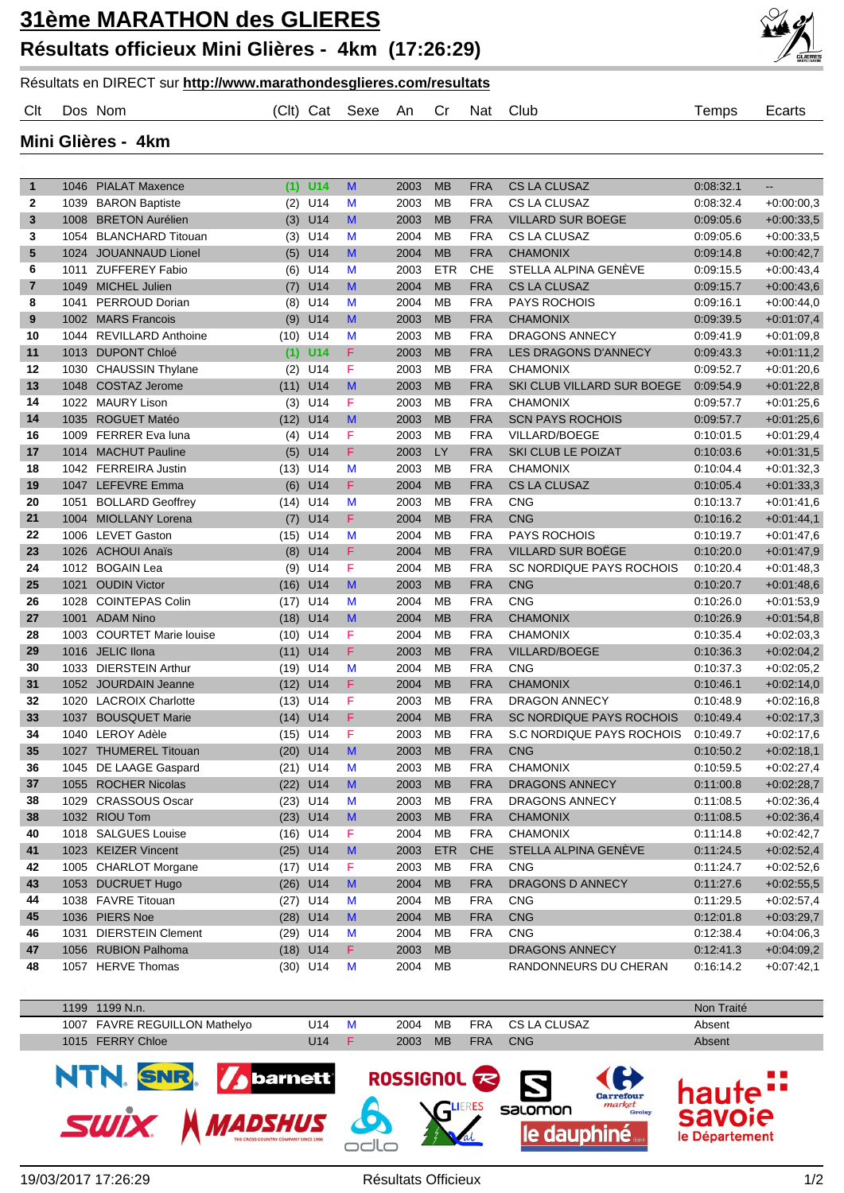# 31ème MARATHON des GLIERES

## Résultats officieux Mini Glières - 4km (17:26:29)

Résultats en DIRECT sur **http://www.marathondesglieres.com/resultats**

### Mini Glières - 4km

| Clt | Dos | Nom | (Clt) | Cat | Sexe | An | Cr | Nat | Club | Temps | Ecarts |
|---|---|---|---|---|---|---|---|---|---|---|---|
| 1 | 1046 | PIALAT Maxence | (1) | U14 | M | 2003 | MB | FRA | CS LA CLUSAZ | 0:08:32.1 | -- |
| 2 | 1039 | BARON Baptiste | (2) | U14 | M | 2003 | MB | FRA | CS LA CLUSAZ | 0:08:32.4 | +0:00:00,3 |
| 3 | 1008 | BRETON Aurélien | (3) | U14 | M | 2003 | MB | FRA | VILLARD SUR BOEGE | 0:09:05.6 | +0:00:33,5 |
| 3 | 1054 | BLANCHARD Titouan | (3) | U14 | M | 2004 | MB | FRA | CS LA CLUSAZ | 0:09:05.6 | +0:00:33,5 |
| 5 | 1024 | JOUANNAUD Lionel | (5) | U14 | M | 2004 | MB | FRA | CHAMONIX | 0:09:14.8 | +0:00:42,7 |
| 6 | 1011 | ZUFFEREY Fabio | (6) | U14 | M | 2003 | ETR | CHE | STELLA ALPINA GENÈVE | 0:09:15.5 | +0:00:43,4 |
| 7 | 1049 | MICHEL Julien | (7) | U14 | M | 2004 | MB | FRA | CS LA CLUSAZ | 0:09:15.7 | +0:00:43,6 |
| 8 | 1041 | PERROUD Dorian | (8) | U14 | M | 2004 | MB | FRA | PAYS ROCHOIS | 0:09:16.1 | +0:00:44,0 |
| 9 | 1002 | MARS Francois | (9) | U14 | M | 2003 | MB | FRA | CHAMONIX | 0:09:39.5 | +0:01:07,4 |
| 10 | 1044 | REVILLARD Anthoine | (10) | U14 | M | 2003 | MB | FRA | DRAGONS ANNECY | 0:09:41.9 | +0:01:09,8 |
| 11 | 1013 | DUPONT Chloé | (1) | U14 | F | 2003 | MB | FRA | LES DRAGONS D'ANNECY | 0:09:43.3 | +0:01:11,2 |
| 12 | 1030 | CHAUSSIN Thylane | (2) | U14 | F | 2003 | MB | FRA | CHAMONIX | 0:09:52.7 | +0:01:20,6 |
| 13 | 1048 | COSTAZ Jerome | (11) | U14 | M | 2003 | MB | FRA | SKI CLUB VILLARD SUR BOEGE | 0:09:54.9 | +0:01:22,8 |
| 14 | 1022 | MAURY Lison | (3) | U14 | F | 2003 | MB | FRA | CHAMONIX | 0:09:57.7 | +0:01:25,6 |
| 14 | 1035 | ROGUET Matéo | (12) | U14 | M | 2003 | MB | FRA | SCN PAYS ROCHOIS | 0:09:57.7 | +0:01:25,6 |
| 16 | 1009 | FERRER Eva luna | (4) | U14 | F | 2003 | MB | FRA | VILLARD/BOEGE | 0:10:01.5 | +0:01:29,4 |
| 17 | 1014 | MACHUT Pauline | (5) | U14 | F | 2003 | LY | FRA | SKI CLUB LE POIZAT | 0:10:03.6 | +0:01:31,5 |
| 18 | 1042 | FERREIRA Justin | (13) | U14 | M | 2003 | MB | FRA | CHAMONIX | 0:10:04.4 | +0:01:32,3 |
| 19 | 1047 | LEFEVRE Emma | (6) | U14 | F | 2004 | MB | FRA | CS LA CLUSAZ | 0:10:05.4 | +0:01:33,3 |
| 20 | 1051 | BOLLARD Geoffrey | (14) | U14 | M | 2003 | MB | FRA | CNG | 0:10:13.7 | +0:01:41,6 |
| 21 | 1004 | MIOLLANY Lorena | (7) | U14 | F | 2004 | MB | FRA | CNG | 0:10:16.2 | +0:01:44,1 |
| 22 | 1006 | LEVET Gaston | (15) | U14 | M | 2004 | MB | FRA | PAYS ROCHOIS | 0:10:19.7 | +0:01:47,6 |
| 23 | 1026 | ACHOUI Anaïs | (8) | U14 | F | 2004 | MB | FRA | VILLARD SUR BOËGE | 0:10:20.0 | +0:01:47,9 |
| 24 | 1012 | BOGAIN Lea | (9) | U14 | F | 2004 | MB | FRA | SC NORDIQUE PAYS ROCHOIS | 0:10:20.4 | +0:01:48,3 |
| 25 | 1021 | OUDIN Victor | (16) | U14 | M | 2003 | MB | FRA | CNG | 0:10:20.7 | +0:01:48,6 |
| 26 | 1028 | COINTEPAS Colin | (17) | U14 | M | 2004 | MB | FRA | CNG | 0:10:26.0 | +0:01:53,9 |
| 27 | 1001 | ADAM Nino | (18) | U14 | M | 2004 | MB | FRA | CHAMONIX | 0:10:26.9 | +0:01:54,8 |
| 28 | 1003 | COURTET Marie louise | (10) | U14 | F | 2004 | MB | FRA | CHAMONIX | 0:10:35.4 | +0:02:03,3 |
| 29 | 1016 | JELIC Ilona | (11) | U14 | F | 2003 | MB | FRA | VILLARD/BOEGE | 0:10:36.3 | +0:02:04,2 |
| 30 | 1033 | DIERSTEIN Arthur | (19) | U14 | M | 2004 | MB | FRA | CNG | 0:10:37.3 | +0:02:05,2 |
| 31 | 1052 | JOURDAIN Jeanne | (12) | U14 | F | 2004 | MB | FRA | CHAMONIX | 0:10:46.1 | +0:02:14,0 |
| 32 | 1020 | LACROIX Charlotte | (13) | U14 | F | 2003 | MB | FRA | DRAGON ANNECY | 0:10:48.9 | +0:02:16,8 |
| 33 | 1037 | BOUSQUET Marie | (14) | U14 | F | 2004 | MB | FRA | SC NORDIQUE PAYS ROCHOIS | 0:10:49.4 | +0:02:17,3 |
| 34 | 1040 | LEROY Adèle | (15) | U14 | F | 2003 | MB | FRA | S.C NORDIQUE PAYS ROCHOIS | 0:10:49.7 | +0:02:17,6 |
| 35 | 1027 | THUMEREL Titouan | (20) | U14 | M | 2003 | MB | FRA | CNG | 0:10:50.2 | +0:02:18,1 |
| 36 | 1045 | DE LAAGE Gaspard | (21) | U14 | M | 2003 | MB | FRA | CHAMONIX | 0:10:59.5 | +0:02:27,4 |
| 37 | 1055 | ROCHER Nicolas | (22) | U14 | M | 2003 | MB | FRA | DRAGONS ANNECY | 0:11:00.8 | +0:02:28,7 |
| 38 | 1029 | CRASSOUS Oscar | (23) | U14 | M | 2003 | MB | FRA | DRAGONS ANNECY | 0:11:08.5 | +0:02:36,4 |
| 38 | 1032 | RIOU Tom | (23) | U14 | M | 2003 | MB | FRA | CHAMONIX | 0:11:08.5 | +0:02:36,4 |
| 40 | 1018 | SALGUES Louise | (16) | U14 | F | 2004 | MB | FRA | CHAMONIX | 0:11:14.8 | +0:02:42,7 |
| 41 | 1023 | KEIZER Vincent | (25) | U14 | M | 2003 | ETR | CHE | STELLA ALPINA GENÈVE | 0:11:24.5 | +0:02:52,4 |
| 42 | 1005 | CHARLOT Morgane | (17) | U14 | F | 2003 | MB | FRA | CNG | 0:11:24.7 | +0:02:52,6 |
| 43 | 1053 | DUCRUET Hugo | (26) | U14 | M | 2004 | MB | FRA | DRAGONS D ANNECY | 0:11:27.6 | +0:02:55,5 |
| 44 | 1038 | FAVRE Titouan | (27) | U14 | M | 2004 | MB | FRA | CNG | 0:11:29.5 | +0:02:57,4 |
| 45 | 1036 | PIERS Noe | (28) | U14 | M | 2004 | MB | FRA | CNG | 0:12:01.8 | +0:03:29,7 |
| 46 | 1031 | DIERSTEIN Clement | (29) | U14 | M | 2004 | MB | FRA | CNG | 0:12:38.4 | +0:04:06,3 |
| 47 | 1056 | RUBION Palhoma | (18) | U14 | F | 2003 | MB | | DRAGONS ANNECY | 0:12:41.3 | +0:04:09,2 |
| 48 | 1057 | HERVE Thomas | (30) | U14 | M | 2004 | MB | | RANDONNEURS DU CHERAN | 0:16:14.2 | +0:07:42,1 |
| | 1199 | 1199 N.n. | | | | | | | | Non Traité | |
| | 1007 | FAVRE REGUILLON Mathelyo | | U14 | M | 2004 | MB | FRA | CS LA CLUSAZ | Absent | |
| | 1015 | FERRY Chloe | | U14 | F | 2003 | MB | FRA | CNG | Absent | |

19/03/2017 17:26:29 — Résultats Officieux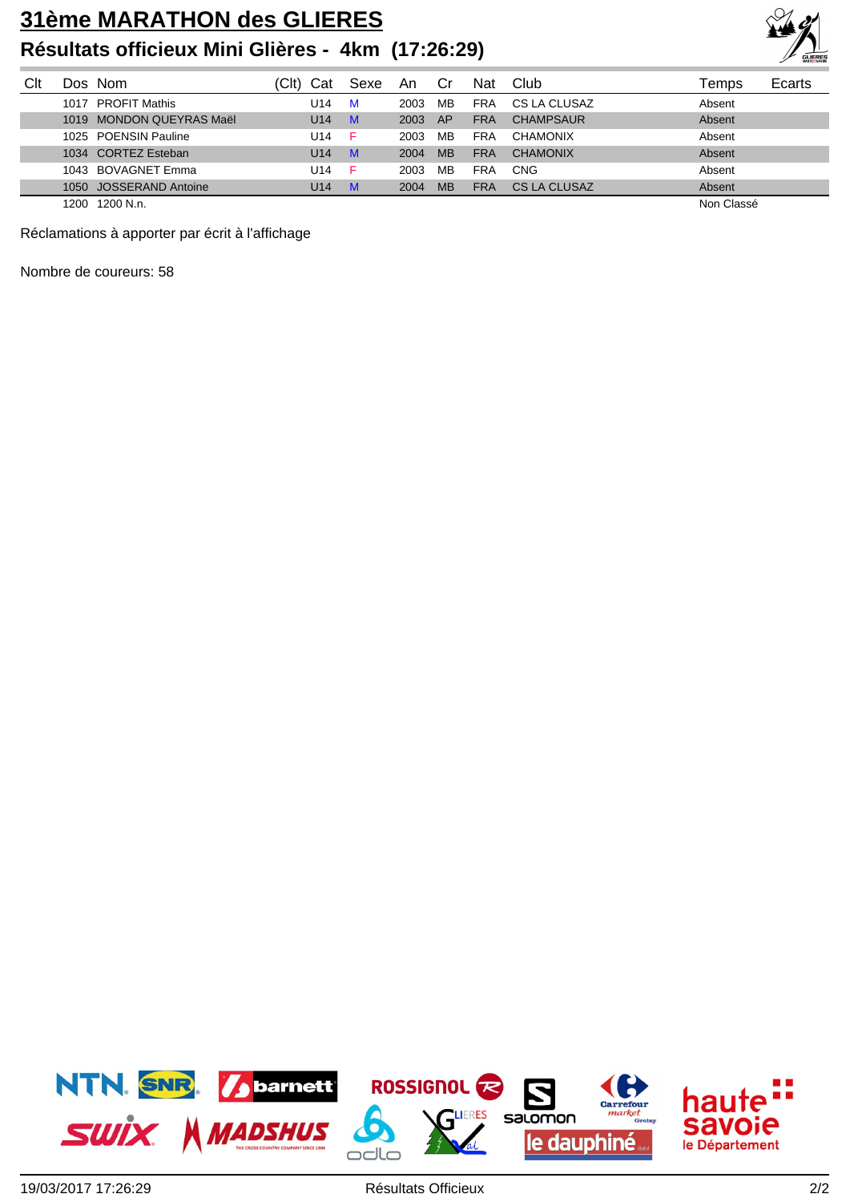# 31ème MARATHON des GLIERES

## Résultats officieux Mini Glières - 4km (17:26:29)

| Clt | Dos | Nom | (Clt) | Cat | Sexe | An | Cr | Nat | Club | Temps | Ecarts |
|---|---|---|---|---|---|---|---|---|---|---|---|
| | 1017 | PROFIT Mathis | | U14 | M | 2003 | MB | FRA | CS LA CLUSAZ | Absent | |
| | 1019 | MONDON QUEYRAS Maël | | U14 | M | 2003 | AP | FRA | CHAMPSAUR | Absent | |
| | 1025 | POENSIN Pauline | | U14 | F | 2003 | MB | FRA | CHAMONIX | Absent | |
| | 1034 | CORTEZ Esteban | | U14 | M | 2004 | MB | FRA | CHAMONIX | Absent | |
| | 1043 | BOVAGNET Emma | | U14 | F | 2003 | MB | FRA | CNG | Absent | |
| | 1050 | JOSSERAND Antoine | | U14 | M | 2004 | MB | FRA | CS LA CLUSAZ | Absent | |
| | 1200 | 1200 N.n. | | | | | | | | Non Classé | |

Réclamations à apporter par écrit à l'affichage

Nombre de coureurs: 58

19/03/2017 17:26:29 Résultats Officieux